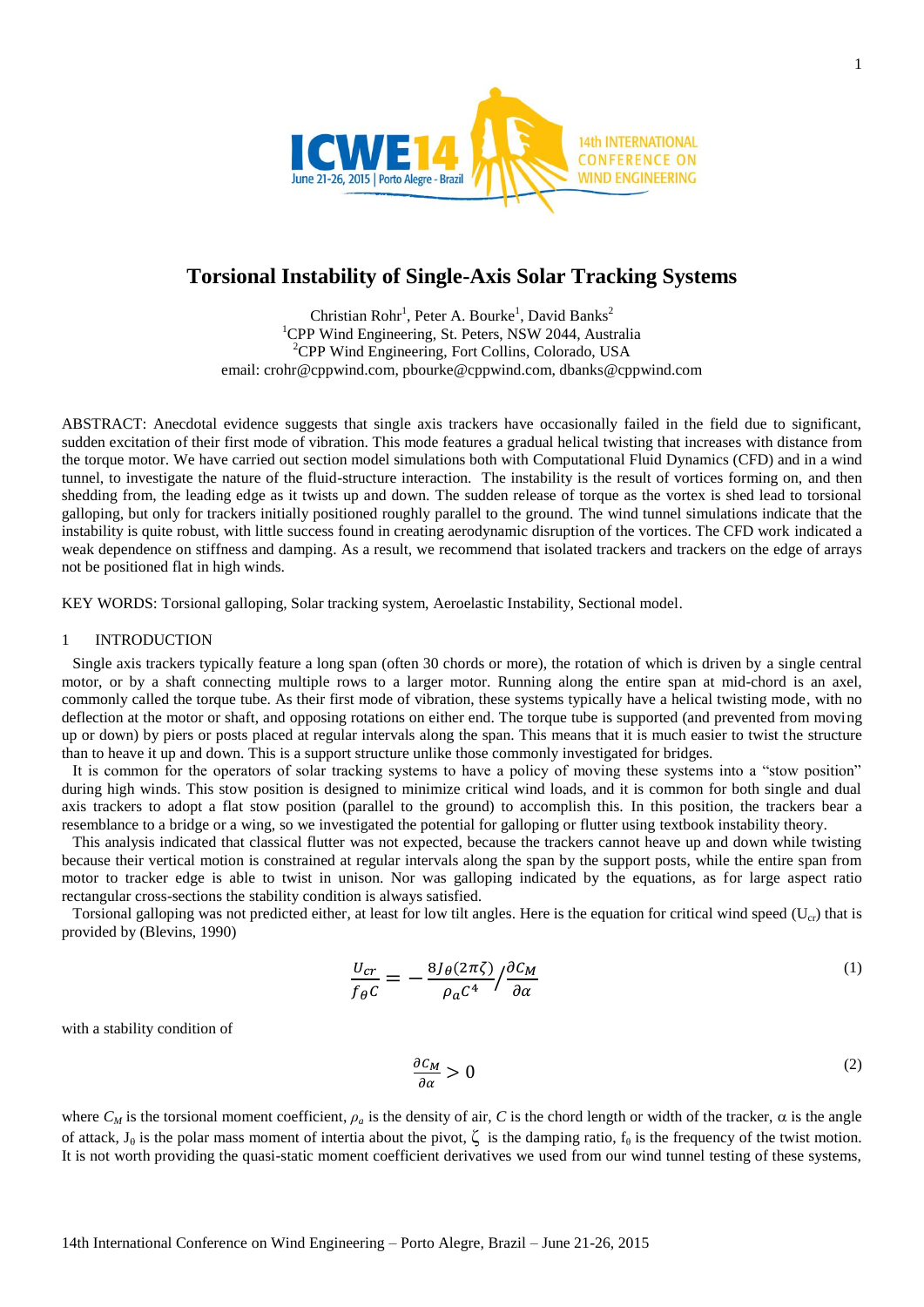# Torsional Instability of Single-Axis Solar Tracking Systems

Christian Rohr[1], Peter A. Bourke[1], David Banks[2]
[1]CPP Wind Engineering, St. Peters, NSW 2044, Australia
[2]CPP Wind Engineering, Fort Collins, Colorado, USA
email: crohr@cppwind.com, pbourke@cppwind.com, dbanks@cppwind.com

ABSTRACT: Anecdotal evidence suggests that single axis trackers have occasionally failed in the field due to significant, sudden excitation of their first mode of vibration. This mode features a gradual helical twisting that increases with distance from the torque motor. We have carried out section model simulations both with Computational Fluid Dynamics (CFD) and in a wind tunnel, to investigate the nature of the fluid-structure interaction. The instability is the result of vortices forming on, and then shedding from, the leading edge as it twists up and down. The sudden release of torque as the vortex is shed lead to torsional galloping, but only for trackers initially positioned roughly parallel to the ground. The wind tunnel simulations indicate that the instability is quite robust, with little success found in creating aerodynamic disruption of the vortices. The CFD work indicated a weak dependence on stiffness and damping. As a result, we recommend that isolated trackers and trackers on the edge of arrays not be positioned flat in high winds.

KEY WORDS: Torsional galloping, Solar tracking system, Aeroelastic Instability, Sectional model.

## 1 INTRODUCTION

Single axis trackers typically feature a long span (often 30 chords or more), the rotation of which is driven by a single central motor, or by a shaft connecting multiple rows to a larger motor. Running along the entire span at mid-chord is an axel, commonly called the torque tube. As their first mode of vibration, these systems typically have a helical twisting mode, with no deflection at the motor or shaft, and opposing rotations on either end. The torque tube is supported (and prevented from moving up or down) by piers or posts placed at regular intervals along the span. This means that it is much easier to twist the structure than to heave it up and down. This is a support structure unlike those commonly investigated for bridges.

It is common for the operators of solar tracking systems to have a policy of moving these systems into a "stow position" during high winds. This stow position is designed to minimize critical wind loads, and it is common for both single and dual axis trackers to adopt a flat stow position (parallel to the ground) to accomplish this. In this position, the trackers bear a resemblance to a bridge or a wing, so we investigated the potential for galloping or flutter using textbook instability theory.

This analysis indicated that classical flutter was not expected, because the trackers cannot heave up and down while twisting because their vertical motion is constrained at regular intervals along the span by the support posts, while the entire span from motor to tracker edge is able to twist in unison. Nor was galloping indicated by the equations, as for large aspect ratio rectangular cross-sections the stability condition is always satisfied.

Torsional galloping was not predicted either, at least for low tilt angles. Here is the equation for critical wind speed ($U_{cr}$) that is provided by (Blevins, 1990)

$$\frac{U_{cr}}{f_\theta C} = -\frac{8J_\theta(2\pi\zeta)}{\rho_a C^4} \Big/ \frac{\partial C_M}{\partial \alpha} \tag{1}$$

with a stability condition of

$$\frac{\partial C_M}{\partial \alpha} > 0 \tag{2}$$

where $C_M$ is the torsional moment coefficient, $\rho_a$ is the density of air, $C$ is the chord length or width of the tracker, $\alpha$ is the angle of attack, $J_\theta$ is the polar mass moment of intertia about the pivot, $\zeta$ is the damping ratio, $f_\theta$ is the frequency of the twist motion. It is not worth providing the quasi-static moment coefficient derivatives we used from our wind tunnel testing of these systems,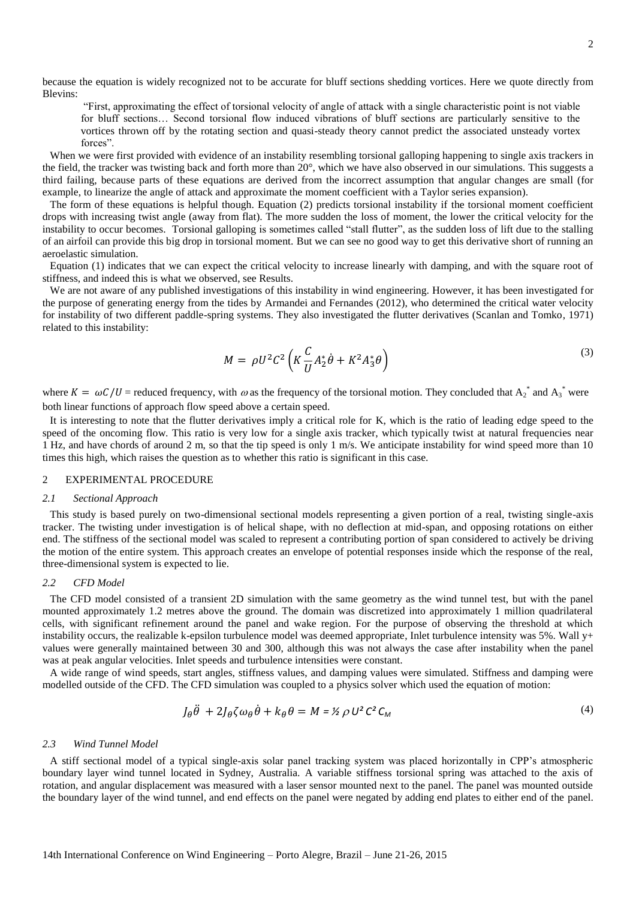because the equation is widely recognized not to be accurate for bluff sections shedding vortices. Here we quote directly from Blevins:

> "First, approximating the effect of torsional velocity of angle of attack with a single characteristic point is not viable for bluff sections… Second torsional flow induced vibrations of bluff sections are particularly sensitive to the vortices thrown off by the rotating section and quasi-steady theory cannot predict the associated unsteady vortex forces".

When we were first provided with evidence of an instability resembling torsional galloping happening to single axis trackers in the field, the tracker was twisting back and forth more than 20°, which we have also observed in our simulations. This suggests a third failing, because parts of these equations are derived from the incorrect assumption that angular changes are small (for example, to linearize the angle of attack and approximate the moment coefficient with a Taylor series expansion).

The form of these equations is helpful though. Equation (2) predicts torsional instability if the torsional moment coefficient drops with increasing twist angle (away from flat). The more sudden the loss of moment, the lower the critical velocity for the instability to occur becomes. Torsional galloping is sometimes called "stall flutter", as the sudden loss of lift due to the stalling of an airfoil can provide this big drop in torsional moment. But we can see no good way to get this derivative short of running an aeroelastic simulation.

Equation (1) indicates that we can expect the critical velocity to increase linearly with damping, and with the square root of stiffness, and indeed this is what we observed, see Results.

We are not aware of any published investigations of this instability in wind engineering. However, it has been investigated for the purpose of generating energy from the tides by Armandei and Fernandes (2012), who determined the critical water velocity for instability of two different paddle-spring systems. They also investigated the flutter derivatives (Scanlan and Tomko, 1971) related to this instability:

$$M = \rho U^2 C^2 \left( K \frac{C}{U} A_2^* \dot{\theta} + K^2 A_3^* \theta \right) \tag{3}$$

where $K = \omega C / U$ = reduced frequency, with $\omega$ as the frequency of the torsional motion. They concluded that $A_2^*$ and $A_3^*$ were both linear functions of approach flow speed above a certain speed.

It is interesting to note that the flutter derivatives imply a critical role for K, which is the ratio of leading edge speed to the speed of the oncoming flow. This ratio is very low for a single axis tracker, which typically twist at natural frequencies near 1 Hz, and have chords of around 2 m, so that the tip speed is only 1 m/s. We anticipate instability for wind speed more than 10 times this high, which raises the question as to whether this ratio is significant in this case.

## 2 EXPERIMENTAL PROCEDURE

### *2.1 Sectional Approach*

This study is based purely on two-dimensional sectional models representing a given portion of a real, twisting single-axis tracker. The twisting under investigation is of helical shape, with no deflection at mid-span, and opposing rotations on either end. The stiffness of the sectional model was scaled to represent a contributing portion of span considered to actively be driving the motion of the entire system. This approach creates an envelope of potential responses inside which the response of the real, three-dimensional system is expected to lie.

### *2.2 CFD Model*

The CFD model consisted of a transient 2D simulation with the same geometry as the wind tunnel test, but with the panel mounted approximately 1.2 metres above the ground. The domain was discretized into approximately 1 million quadrilateral cells, with significant refinement around the panel and wake region. For the purpose of observing the threshold at which instability occurs, the realizable k-epsilon turbulence model was deemed appropriate, Inlet turbulence intensity was 5%. Wall y+ values were generally maintained between 30 and 300, although this was not always the case after instability when the panel was at peak angular velocities. Inlet speeds and turbulence intensities were constant.

A wide range of wind speeds, start angles, stiffness values, and damping values were simulated. Stiffness and damping were modelled outside of the CFD. The CFD simulation was coupled to a physics solver which used the equation of motion:

$$J_\theta \ddot{\theta} + 2 J_\theta \zeta \omega_\theta \dot{\theta} + k_\theta \theta = M = \tfrac{1}{2} \rho U^2 C^2 C_M \tag{4}$$

### *2.3 Wind Tunnel Model*

A stiff sectional model of a typical single-axis solar panel tracking system was placed horizontally in CPP's atmospheric boundary layer wind tunnel located in Sydney, Australia. A variable stiffness torsional spring was attached to the axis of rotation, and angular displacement was measured with a laser sensor mounted next to the panel. The panel was mounted outside the boundary layer of the wind tunnel, and end effects on the panel were negated by adding end plates to either end of the panel.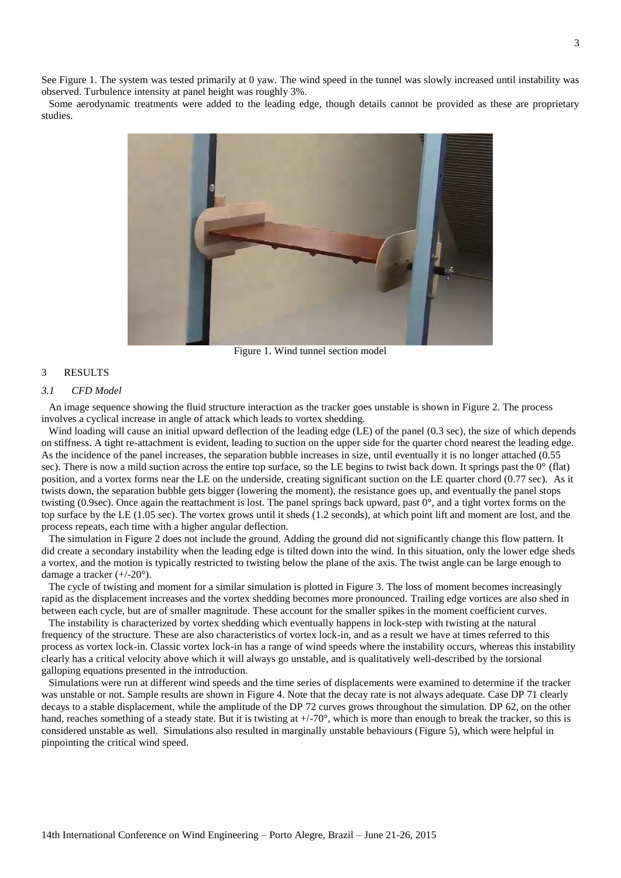See Figure 1. The system was tested primarily at 0 yaw. The wind speed in the tunnel was slowly increased until instability was observed. Turbulence intensity at panel height was roughly 3%.

Some aerodynamic treatments were added to the leading edge, though details cannot be provided as these are proprietary studies.

Figure 1. Wind tunnel section model

## 3 RESULTS

### *3.1 CFD Model*

An image sequence showing the fluid structure interaction as the tracker goes unstable is shown in Figure 2. The process involves a cyclical increase in angle of attack which leads to vortex shedding.

Wind loading will cause an initial upward deflection of the leading edge (LE) of the panel (0.3 sec), the size of which depends on stiffness. A tight re-attachment is evident, leading to suction on the upper side for the quarter chord nearest the leading edge. As the incidence of the panel increases, the separation bubble increases in size, until eventually it is no longer attached (0.55 sec). There is now a mild suction across the entire top surface, so the LE begins to twist back down. It springs past the 0° (flat) position, and a vortex forms near the LE on the underside, creating significant suction on the LE quarter chord (0.77 sec). As it twists down, the separation bubble gets bigger (lowering the moment), the resistance goes up, and eventually the panel stops twisting (0.9sec). Once again the reattachment is lost. The panel springs back upward, past 0°, and a tight vortex forms on the top surface by the LE (1.05 sec). The vortex grows until it sheds (1.2 seconds), at which point lift and moment are lost, and the process repeats, each time with a higher angular deflection.

The simulation in Figure 2 does not include the ground. Adding the ground did not significantly change this flow pattern. It did create a secondary instability when the leading edge is tilted down into the wind. In this situation, only the lower edge sheds a vortex, and the motion is typically restricted to twisting below the plane of the axis. The twist angle can be large enough to damage a tracker (+/-20°).

The cycle of twisting and moment for a similar simulation is plotted in Figure 3. The loss of moment becomes increasingly rapid as the displacement increases and the vortex shedding becomes more pronounced. Trailing edge vortices are also shed in between each cycle, but are of smaller magnitude. These account for the smaller spikes in the moment coefficient curves.

The instability is characterized by vortex shedding which eventually happens in lock-step with twisting at the natural frequency of the structure. These are also characteristics of vortex lock-in, and as a result we have at times referred to this process as vortex lock-in. Classic vortex lock-in has a range of wind speeds where the instability occurs, whereas this instability clearly has a critical velocity above which it will always go unstable, and is qualitatively well-described by the torsional galloping equations presented in the introduction.

Simulations were run at different wind speeds and the time series of displacements were examined to determine if the tracker was unstable or not. Sample results are shown in Figure 4. Note that the decay rate is not always adequate. Case DP 71 clearly decays to a stable displacement, while the amplitude of the DP 72 curves grows throughout the simulation. DP 62, on the other hand, reaches something of a steady state. But it is twisting at +/-70°, which is more than enough to break the tracker, so this is considered unstable as well. Simulations also resulted in marginally unstable behaviours (Figure 5), which were helpful in pinpointing the critical wind speed.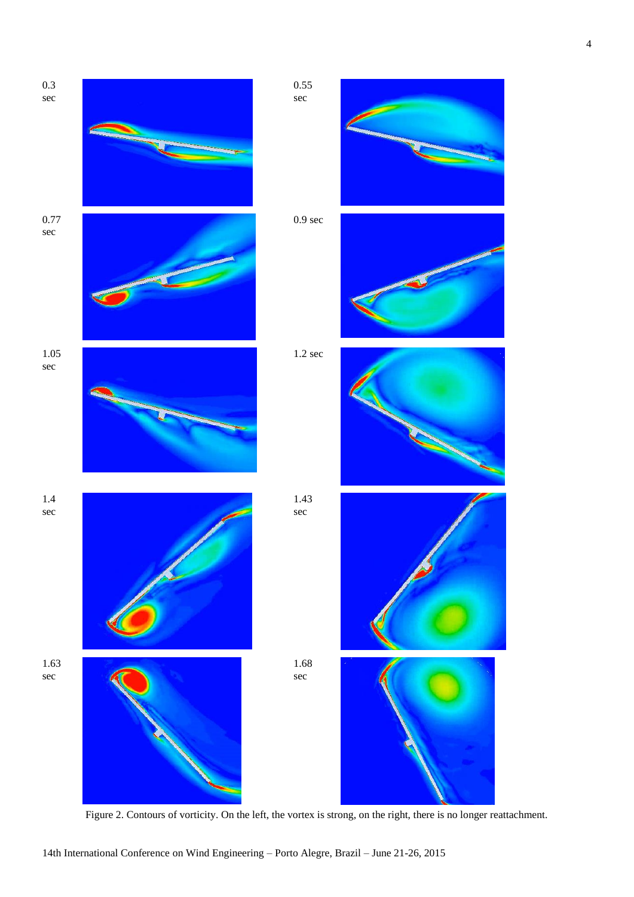0.3 sec

0.55 sec

0.77 sec

0.9 sec

1.05 sec

1.2 sec

1.4 sec

1.43 sec

1.63 sec

1.68 sec

Figure 2. Contours of vorticity. On the left, the vortex is strong, on the right, there is no longer reattachment.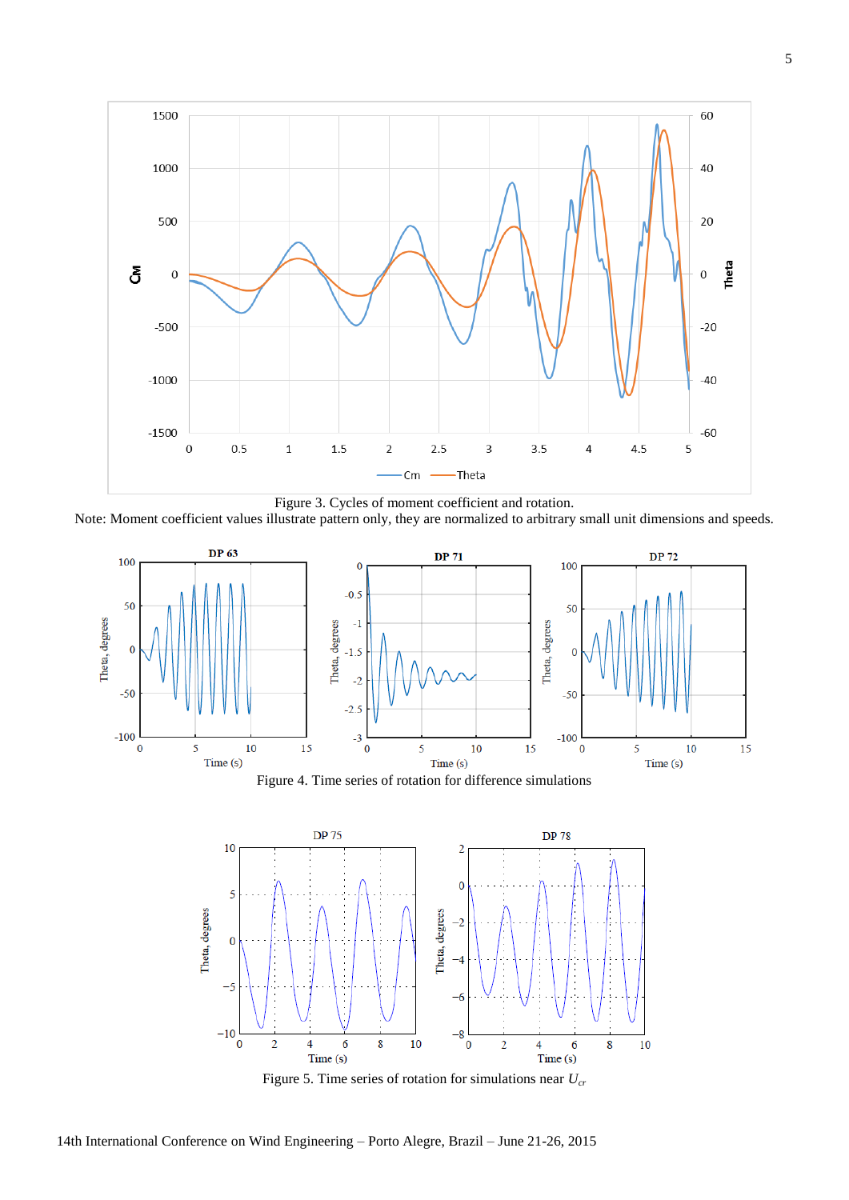Figure 3. Cycles of moment coefficient and rotation.

Note: Moment coefficient values illustrate pattern only, they are normalized to arbitrary small unit dimensions and speeds.

Figure 4. Time series of rotation for difference simulations

Figure 5. Time series of rotation for simulations near $U_{cr}$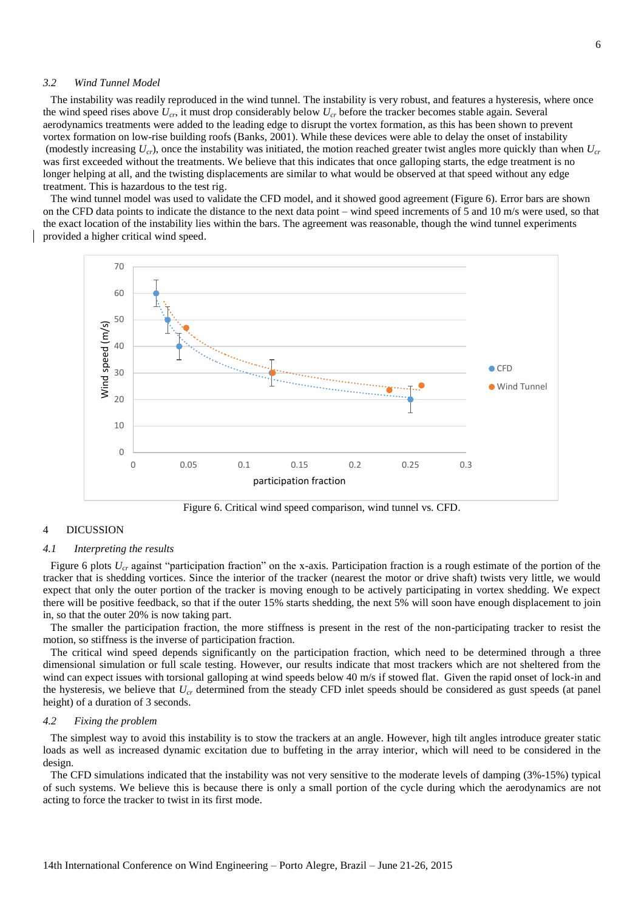### 3.2 Wind Tunnel Model

The instability was readily reproduced in the wind tunnel. The instability is very robust, and features a hysteresis, where once the wind speed rises above $U_{cr}$, it must drop considerably below $U_{cr}$ before the tracker becomes stable again. Several aerodynamics treatments were added to the leading edge to disrupt the vortex formation, as this has been shown to prevent vortex formation on low-rise building roofs (Banks, 2001). While these devices were able to delay the onset of instability (modestly increasing $U_{cr}$), once the instability was initiated, the motion reached greater twist angles more quickly than when $U_{cr}$ was first exceeded without the treatments. We believe that this indicates that once galloping starts, the edge treatment is no longer helping at all, and the twisting displacements are similar to what would be observed at that speed without any edge treatment. This is hazardous to the test rig.

The wind tunnel model was used to validate the CFD model, and it showed good agreement (Figure 6). Error bars are shown on the CFD data points to indicate the distance to the next data point – wind speed increments of 5 and 10 m/s were used, so that the exact location of the instability lies within the bars. The agreement was reasonable, though the wind tunnel experiments provided a higher critical wind speed.

Figure 6. Critical wind speed comparison, wind tunnel vs. CFD.

## 4 DICUSSION

### 4.1 Interpreting the results

Figure 6 plots $U_{cr}$ against "participation fraction" on the x-axis. Participation fraction is a rough estimate of the portion of the tracker that is shedding vortices. Since the interior of the tracker (nearest the motor or drive shaft) twists very little, we would expect that only the outer portion of the tracker is moving enough to be actively participating in vortex shedding. We expect there will be positive feedback, so that if the outer 15% starts shedding, the next 5% will soon have enough displacement to join in, so that the outer 20% is now taking part.

The smaller the participation fraction, the more stiffness is present in the rest of the non-participating tracker to resist the motion, so stiffness is the inverse of participation fraction.

The critical wind speed depends significantly on the participation fraction, which need to be determined through a three dimensional simulation or full scale testing. However, our results indicate that most trackers which are not sheltered from the wind can expect issues with torsional galloping at wind speeds below 40 m/s if stowed flat. Given the rapid onset of lock-in and the hysteresis, we believe that $U_{cr}$ determined from the steady CFD inlet speeds should be considered as gust speeds (at panel height) of a duration of 3 seconds.

### 4.2 Fixing the problem

The simplest way to avoid this instability is to stow the trackers at an angle. However, high tilt angles introduce greater static loads as well as increased dynamic excitation due to buffeting in the array interior, which will need to be considered in the design.

The CFD simulations indicated that the instability was not very sensitive to the moderate levels of damping (3%-15%) typical of such systems. We believe this is because there is only a small portion of the cycle during which the aerodynamics are not acting to force the tracker to twist in its first mode.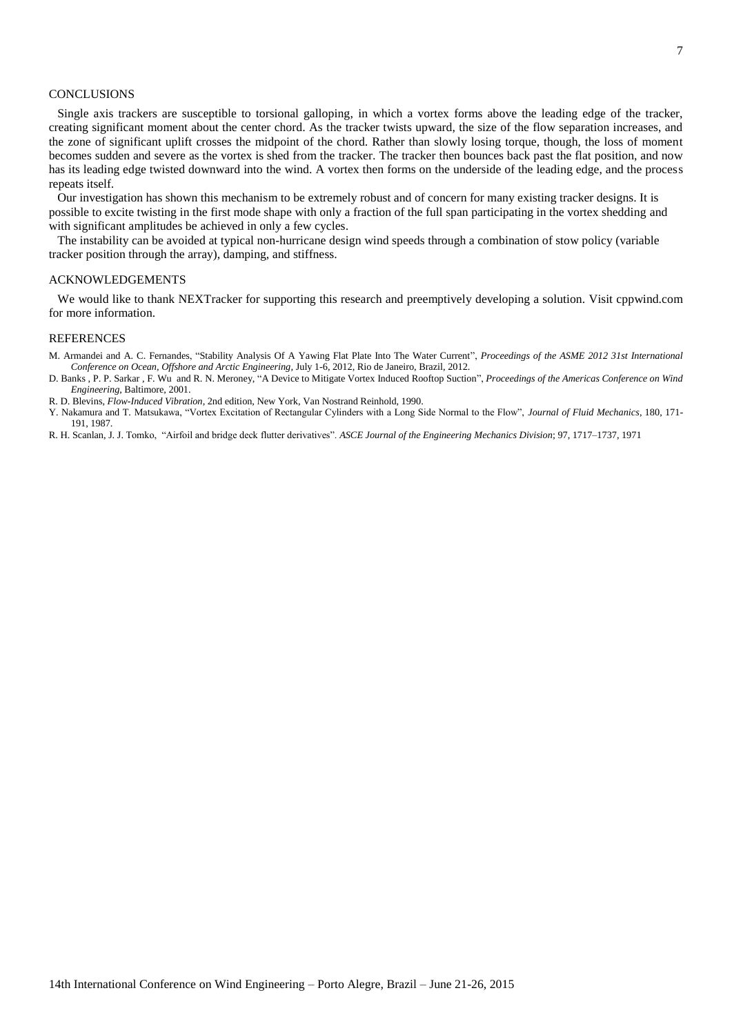## CONCLUSIONS

Single axis trackers are susceptible to torsional galloping, in which a vortex forms above the leading edge of the tracker, creating significant moment about the center chord. As the tracker twists upward, the size of the flow separation increases, and the zone of significant uplift crosses the midpoint of the chord. Rather than slowly losing torque, though, the loss of moment becomes sudden and severe as the vortex is shed from the tracker. The tracker then bounces back past the flat position, and now has its leading edge twisted downward into the wind. A vortex then forms on the underside of the leading edge, and the process repeats itself.

Our investigation has shown this mechanism to be extremely robust and of concern for many existing tracker designs. It is possible to excite twisting in the first mode shape with only a fraction of the full span participating in the vortex shedding and with significant amplitudes be achieved in only a few cycles.

The instability can be avoided at typical non-hurricane design wind speeds through a combination of stow policy (variable tracker position through the array), damping, and stiffness.

## ACKNOWLEDGEMENTS

We would like to thank NEXTracker for supporting this research and preemptively developing a solution. Visit cppwind.com for more information.

## REFERENCES

M. Armandei and A. C. Fernandes, "Stability Analysis Of A Yawing Flat Plate Into The Water Current", *Proceedings of the ASME 2012 31st International Conference on Ocean, Offshore and Arctic Engineering*, July 1-6, 2012, Rio de Janeiro, Brazil, 2012.

D. Banks , P. P. Sarkar , F. Wu and R. N. Meroney, "A Device to Mitigate Vortex Induced Rooftop Suction", *Proceedings of the Americas Conference on Wind Engineering*, Baltimore, 2001.

R. D. Blevins, *Flow-Induced Vibration*, 2nd edition, New York, Van Nostrand Reinhold, 1990.

Y. Nakamura and T. Matsukawa, "Vortex Excitation of Rectangular Cylinders with a Long Side Normal to the Flow", *Journal of Fluid Mechanics*, 180, 171-191, 1987.

R. H. Scanlan, J. J. Tomko, "Airfoil and bridge deck flutter derivatives". *ASCE Journal of the Engineering Mechanics Division*; 97, 1717–1737, 1971